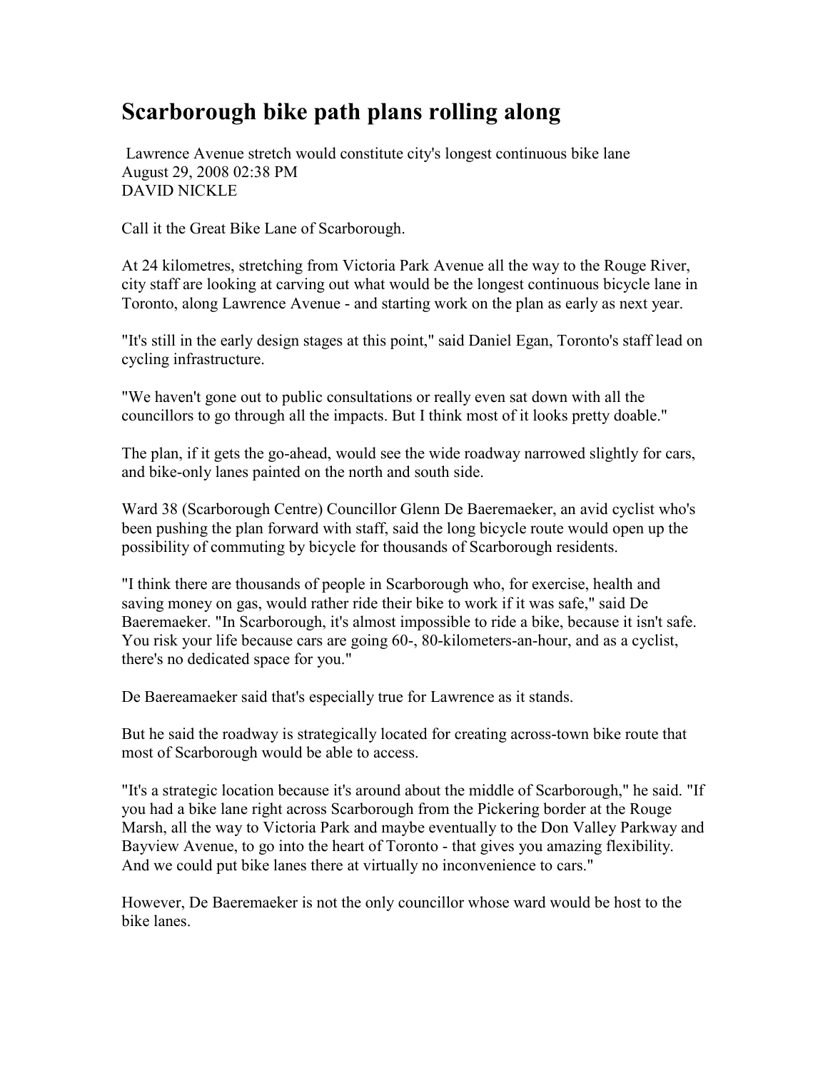# Scarborough bike path plans rolling along

Lawrence Avenue stretch would constitute city's longest continuous bike lane
August 29, 2008 02:38 PM
DAVID NICKLE

Call it the Great Bike Lane of Scarborough.

At 24 kilometres, stretching from Victoria Park Avenue all the way to the Rouge River, city staff are looking at carving out what would be the longest continuous bicycle lane in Toronto, along Lawrence Avenue - and starting work on the plan as early as next year.

"It's still in the early design stages at this point," said Daniel Egan, Toronto's staff lead on cycling infrastructure.

"We haven't gone out to public consultations or really even sat down with all the councillors to go through all the impacts. But I think most of it looks pretty doable."

The plan, if it gets the go-ahead, would see the wide roadway narrowed slightly for cars, and bike-only lanes painted on the north and south side.

Ward 38 (Scarborough Centre) Councillor Glenn De Baeremaeker, an avid cyclist who's been pushing the plan forward with staff, said the long bicycle route would open up the possibility of commuting by bicycle for thousands of Scarborough residents.

"I think there are thousands of people in Scarborough who, for exercise, health and saving money on gas, would rather ride their bike to work if it was safe," said De Baeremaeker. "In Scarborough, it's almost impossible to ride a bike, because it isn't safe. You risk your life because cars are going 60-, 80-kilometers-an-hour, and as a cyclist, there's no dedicated space for you."

De Baereamaeker said that's especially true for Lawrence as it stands.

But he said the roadway is strategically located for creating across-town bike route that most of Scarborough would be able to access.

"It's a strategic location because it's around about the middle of Scarborough," he said. "If you had a bike lane right across Scarborough from the Pickering border at the Rouge Marsh, all the way to Victoria Park and maybe eventually to the Don Valley Parkway and Bayview Avenue, to go into the heart of Toronto - that gives you amazing flexibility. And we could put bike lanes there at virtually no inconvenience to cars."

However, De Baeremaeker is not the only councillor whose ward would be host to the bike lanes.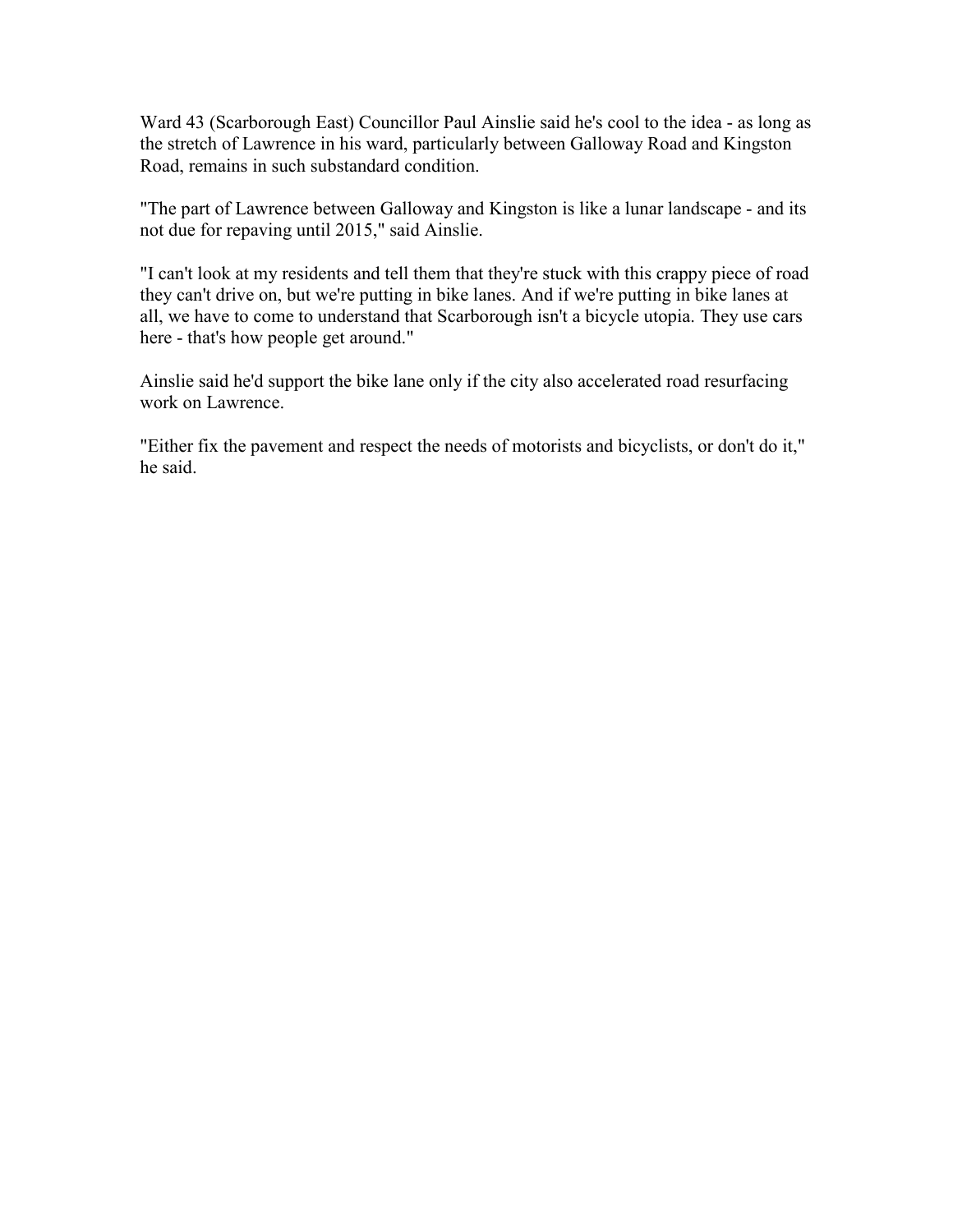Ward 43 (Scarborough East) Councillor Paul Ainslie said he's cool to the idea - as long as the stretch of Lawrence in his ward, particularly between Galloway Road and Kingston Road, remains in such substandard condition.

"The part of Lawrence between Galloway and Kingston is like a lunar landscape - and its not due for repaving until 2015," said Ainslie.

"I can't look at my residents and tell them that they're stuck with this crappy piece of road they can't drive on, but we're putting in bike lanes. And if we're putting in bike lanes at all, we have to come to understand that Scarborough isn't a bicycle utopia. They use cars here - that's how people get around."

Ainslie said he'd support the bike lane only if the city also accelerated road resurfacing work on Lawrence.

"Either fix the pavement and respect the needs of motorists and bicyclists, or don't do it," he said.